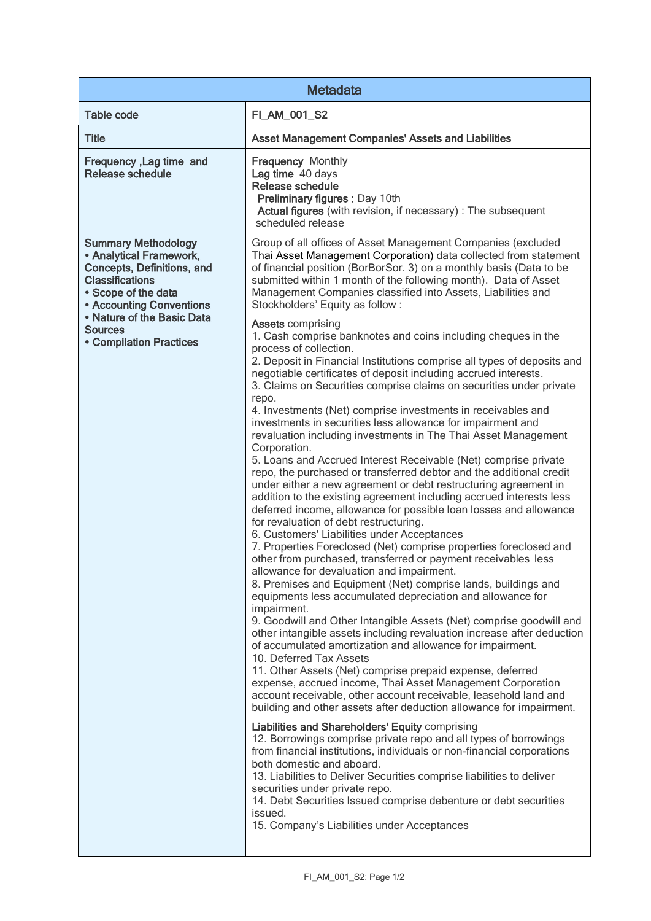| Metadata | |
|---|---|
| Table code | FI_AM_001_S2 |
| Title | Asset Management Companies' Assets and Liabilities |
| Frequency ,Lag time and Release schedule | **Frequency** Monthly<br>**Lag time** 40 days<br>**Release schedule**<br>**Preliminary figures :** Day 10th<br>**Actual figures** (with revision, if necessary) : The subsequent scheduled release |
| **Summary Methodology**<br>**• Analytical Framework, Concepts, Definitions, and Classifications**<br>**• Scope of the data**<br>**• Accounting Conventions**<br>**• Nature of the Basic Data Sources**<br>**• Compilation Practices** | Group of all offices of Asset Management Companies (excluded Thai Asset Management Corporation) data collected from statement of financial position (BorBorSor. 3) on a monthly basis (Data to be submitted within 1 month of the following month). Data of Asset Management Companies classified into Assets, Liabilities and Stockholders' Equity as follow :<br><br>**Assets** comprising<br>1. Cash comprise banknotes and coins including cheques in the process of collection.<br>2. Deposit in Financial Institutions comprise all types of deposits and negotiable certificates of deposit including accrued interests.<br>3. Claims on Securities comprise claims on securities under private repo.<br>4. Investments (Net) comprise investments in receivables and investments in securities less allowance for impairment and revaluation including investments in The Thai Asset Management Corporation.<br>5. Loans and Accrued Interest Receivable (Net) comprise private repo, the purchased or transferred debtor and the additional credit under either a new agreement or debt restructuring agreement in addition to the existing agreement including accrued interests less deferred income, allowance for possible loan losses and allowance for revaluation of debt restructuring.<br>6. Customers' Liabilities under Acceptances<br>7. Properties Foreclosed (Net) comprise properties foreclosed and other from purchased, transferred or payment receivables less allowance for devaluation and impairment.<br>8. Premises and Equipment (Net) comprise lands, buildings and equipments less accumulated depreciation and allowance for impairment.<br>9. Goodwill and Other Intangible Assets (Net) comprise goodwill and other intangible assets including revaluation increase after deduction of accumulated amortization and allowance for impairment.<br>10. Deferred Tax Assets<br>11. Other Assets (Net) comprise prepaid expense, deferred expense, accrued income, Thai Asset Management Corporation account receivable, other account receivable, leasehold land and building and other assets after deduction allowance for impairment.<br><br>**Liabilities and Shareholders' Equity** comprising<br>12. Borrowings comprise private repo and all types of borrowings from financial institutions, individuals or non-financial corporations both domestic and aboard.<br>13. Liabilities to Deliver Securities comprise liabilities to deliver securities under private repo.<br>14. Debt Securities Issued comprise debenture or debt securities issued.<br>15. Company's Liabilities under Acceptances |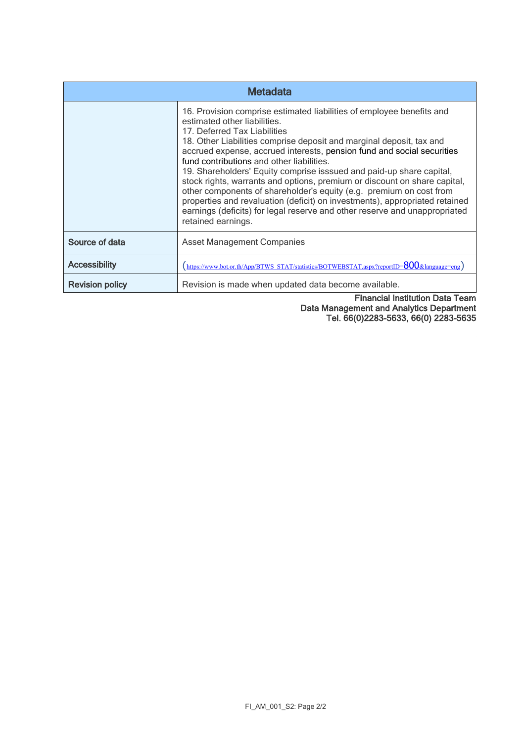| Metadata | |
|---|---|
| | 16. Provision comprise estimated liabilities of employee benefits and estimated other liabilities.<br>17. Deferred Tax Liabilities<br>18. Other Liabilities comprise deposit and marginal deposit, tax and accrued expense, accrued interests, pension fund and social securities fund contributions and other liabilities.<br>19. Shareholders' Equity comprise isssued and paid-up share capital, stock rights, warrants and options, premium or discount on share capital, other components of shareholder's equity (e.g. premium on cost from properties and revaluation (deficit) on investments), appropriated retained earnings (deficits) for legal reserve and other reserve and unappropriated retained earnings. |
| **Source of data** | Asset Management Companies |
| **Accessibility** | (https://www.bot.or.th/App/BTWS_STAT/statistics/BOTWEBSTAT.aspx?reportID=800&language=eng) |
| **Revision policy** | Revision is made when updated data become available. |

**Financial Institution Data Team**
**Data Management and Analytics Department**
**Tel. 66(0)2283-5633, 66(0) 2283-5635**

FI_AM_001_S2: Page 2/2